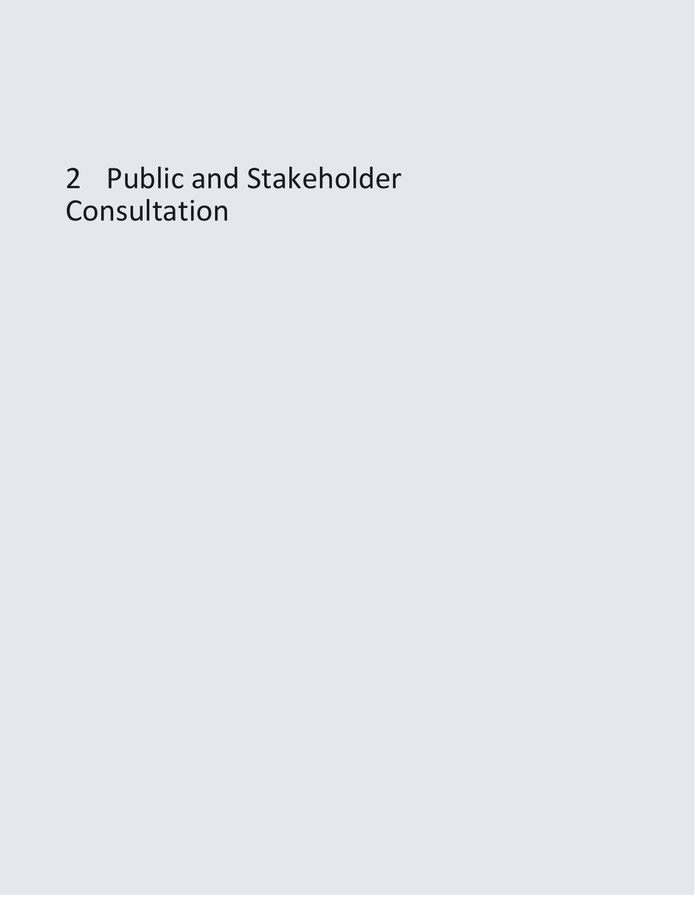# 2 Public and Stakeholder Consultation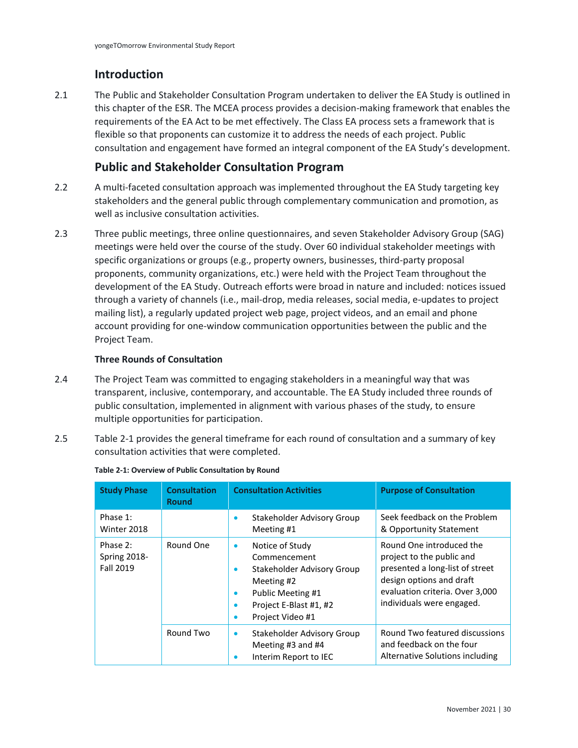## Introduction

2.1 The Public and Stakeholder Consultation Program undertaken to deliver the EA Study is outlined in this chapter of the ESR. The MCEA process provides a decision-making framework that enables the requirements of the EA Act to be met effectively. The Class EA process sets a framework that is flexible so that proponents can customize it to address the needs of each project. Public consultation and engagement have formed an integral component of the EA Study's development.

## Public and Stakeholder Consultation Program

2.2 A multi-faceted consultation approach was implemented throughout the EA Study targeting key stakeholders and the general public through complementary communication and promotion, as well as inclusive consultation activities.

2.3 Three public meetings, three online questionnaires, and seven Stakeholder Advisory Group (SAG) meetings were held over the course of the study. Over 60 individual stakeholder meetings with specific organizations or groups (e.g., property owners, businesses, third-party proposal proponents, community organizations, etc.) were held with the Project Team throughout the development of the EA Study. Outreach efforts were broad in nature and included: notices issued through a variety of channels (i.e., mail-drop, media releases, social media, e-updates to project mailing list), a regularly updated project web page, project videos, and an email and phone account providing for one-window communication opportunities between the public and the Project Team.

**Three Rounds of Consultation**

2.4 The Project Team was committed to engaging stakeholders in a meaningful way that was transparent, inclusive, contemporary, and accountable. The EA Study included three rounds of public consultation, implemented in alignment with various phases of the study, to ensure multiple opportunities for participation.

2.5 Table 2-1 provides the general timeframe for each round of consultation and a summary of key consultation activities that were completed.

**Table 2-1: Overview of Public Consultation by Round**

| Study Phase | Consultation Round | Consultation Activities | Purpose of Consultation |
|---|---|---|---|
| Phase 1: Winter 2018 | | • Stakeholder Advisory Group Meeting #1 | Seek feedback on the Problem & Opportunity Statement |
| Phase 2: Spring 2018-Fall 2019 | Round One | • Notice of Study Commencement<br>• Stakeholder Advisory Group Meeting #2<br>• Public Meeting #1<br>• Project E-Blast #1, #2<br>• Project Video #1 | Round One introduced the project to the public and presented a long-list of street design options and draft evaluation criteria. Over 3,000 individuals were engaged. |
| | Round Two | • Stakeholder Advisory Group Meeting #3 and #4<br>• Interim Report to IEC | Round Two featured discussions and feedback on the four Alternative Solutions including |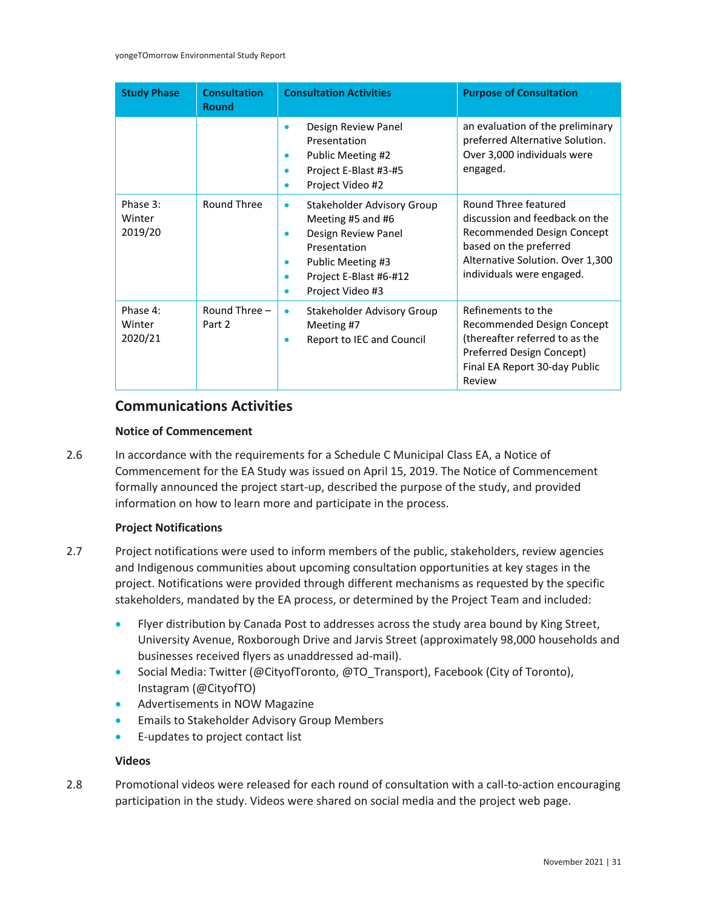| Study Phase | Consultation Round | Consultation Activities | Purpose of Consultation |
|---|---|---|---|
| | | • Design Review Panel Presentation<br>• Public Meeting #2<br>• Project E-Blast #3-#5<br>• Project Video #2 | an evaluation of the preliminary preferred Alternative Solution. Over 3,000 individuals were engaged. |
| Phase 3: Winter 2019/20 | Round Three | • Stakeholder Advisory Group Meeting #5 and #6<br>• Design Review Panel Presentation<br>• Public Meeting #3<br>• Project E-Blast #6-#12<br>• Project Video #3 | Round Three featured discussion and feedback on the Recommended Design Concept based on the preferred Alternative Solution. Over 1,300 individuals were engaged. |
| Phase 4: Winter 2020/21 | Round Three – Part 2 | • Stakeholder Advisory Group Meeting #7<br>• Report to IEC and Council | Refinements to the Recommended Design Concept (thereafter referred to as the Preferred Design Concept) Final EA Report 30-day Public Review |

## Communications Activities

**Notice of Commencement**

2.6 In accordance with the requirements for a Schedule C Municipal Class EA, a Notice of Commencement for the EA Study was issued on April 15, 2019. The Notice of Commencement formally announced the project start-up, described the purpose of the study, and provided information on how to learn more and participate in the process.

**Project Notifications**

2.7 Project notifications were used to inform members of the public, stakeholders, review agencies and Indigenous communities about upcoming consultation opportunities at key stages in the project. Notifications were provided through different mechanisms as requested by the specific stakeholders, mandated by the EA process, or determined by the Project Team and included:

- Flyer distribution by Canada Post to addresses across the study area bound by King Street, University Avenue, Roxborough Drive and Jarvis Street (approximately 98,000 households and businesses received flyers as unaddressed ad-mail).
- Social Media: Twitter (@CityofToronto, @TO_Transport), Facebook (City of Toronto), Instagram (@CityofTO)
- Advertisements in NOW Magazine
- Emails to Stakeholder Advisory Group Members
- E-updates to project contact list

**Videos**

2.8 Promotional videos were released for each round of consultation with a call-to-action encouraging participation in the study. Videos were shared on social media and the project web page.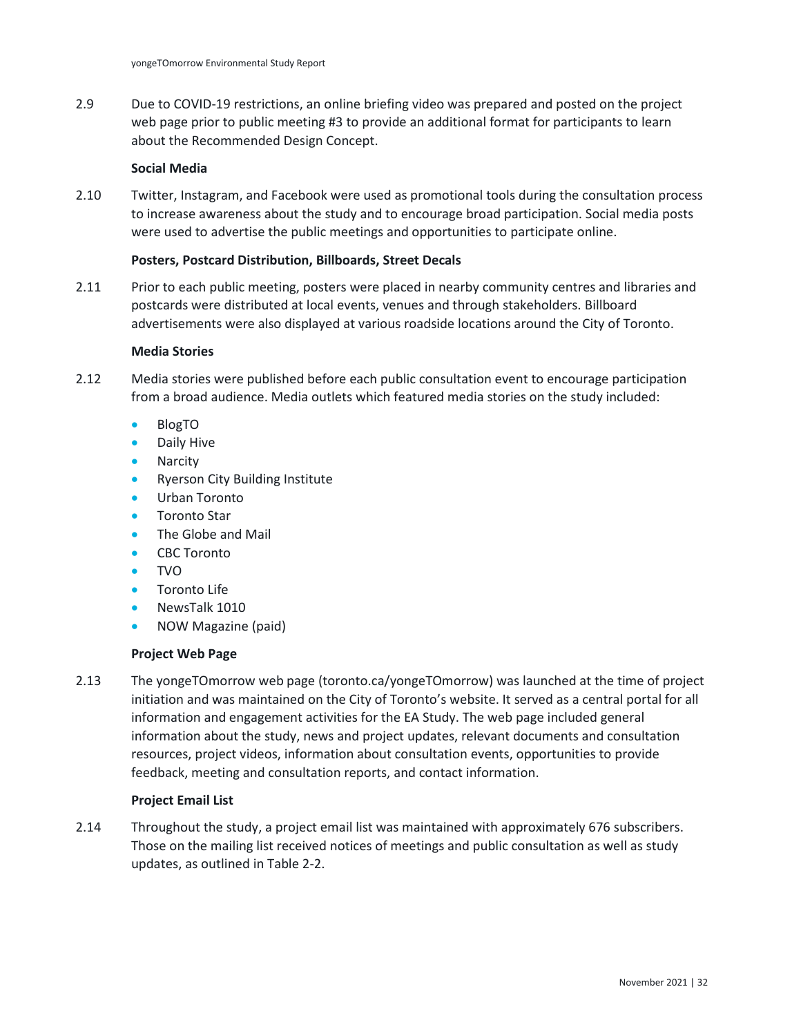2.9 Due to COVID-19 restrictions, an online briefing video was prepared and posted on the project web page prior to public meeting #3 to provide an additional format for participants to learn about the Recommended Design Concept.

**Social Media**

2.10 Twitter, Instagram, and Facebook were used as promotional tools during the consultation process to increase awareness about the study and to encourage broad participation. Social media posts were used to advertise the public meetings and opportunities to participate online.

**Posters, Postcard Distribution, Billboards, Street Decals**

2.11 Prior to each public meeting, posters were placed in nearby community centres and libraries and postcards were distributed at local events, venues and through stakeholders. Billboard advertisements were also displayed at various roadside locations around the City of Toronto.

**Media Stories**

2.12 Media stories were published before each public consultation event to encourage participation from a broad audience. Media outlets which featured media stories on the study included:

- BlogTO
- Daily Hive
- Narcity
- Ryerson City Building Institute
- Urban Toronto
- Toronto Star
- The Globe and Mail
- CBC Toronto
- TVO
- Toronto Life
- NewsTalk 1010
- NOW Magazine (paid)

**Project Web Page**

2.13 The yongeTOmorrow web page (toronto.ca/yongeTOmorrow) was launched at the time of project initiation and was maintained on the City of Toronto's website. It served as a central portal for all information and engagement activities for the EA Study. The web page included general information about the study, news and project updates, relevant documents and consultation resources, project videos, information about consultation events, opportunities to provide feedback, meeting and consultation reports, and contact information.

**Project Email List**

2.14 Throughout the study, a project email list was maintained with approximately 676 subscribers. Those on the mailing list received notices of meetings and public consultation as well as study updates, as outlined in Table 2-2.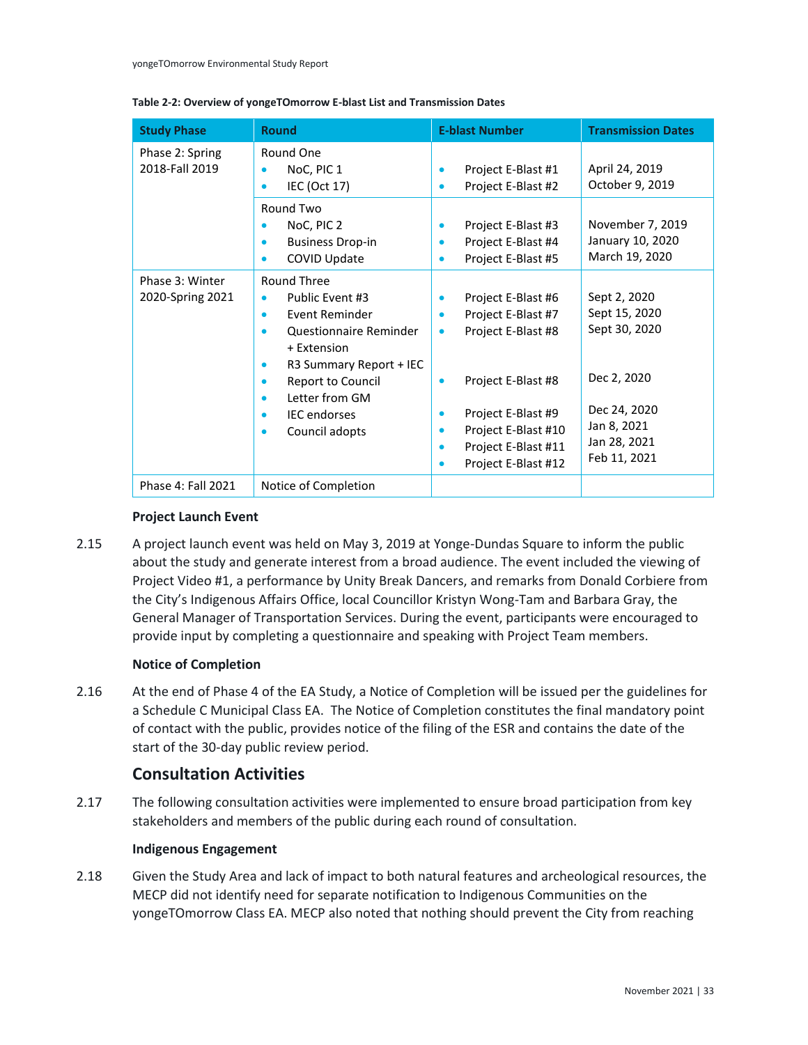**Table 2-2: Overview of yongeTOmorrow E-blast List and Transmission Dates**

| Study Phase | Round | E-blast Number | Transmission Dates |
|---|---|---|---|
| Phase 2: Spring 2018-Fall 2019 | Round One<br>• NoC, PIC 1<br>• IEC (Oct 17) | • Project E-Blast #1<br>• Project E-Blast #2 | April 24, 2019<br>October 9, 2019 |
| | Round Two<br>• NoC, PIC 2<br>• Business Drop-in<br>• COVID Update | • Project E-Blast #3<br>• Project E-Blast #4<br>• Project E-Blast #5 | November 7, 2019<br>January 10, 2020<br>March 19, 2020 |
| Phase 3: Winter 2020-Spring 2021 | Round Three<br>• Public Event #3<br>• Event Reminder<br>• Questionnaire Reminder + Extension<br>• R3 Summary Report + IEC<br>• Report to Council<br>• Letter from GM<br>• IEC endorses<br>• Council adopts | • Project E-Blast #6<br>• Project E-Blast #7<br>• Project E-Blast #8<br>• Project E-Blast #8<br>• Project E-Blast #9<br>• Project E-Blast #10<br>• Project E-Blast #11<br>• Project E-Blast #12 | Sept 2, 2020<br>Sept 15, 2020<br>Sept 30, 2020<br>Dec 2, 2020<br>Dec 24, 2020<br>Jan 8, 2021<br>Jan 28, 2021<br>Feb 11, 2021 |
| Phase 4: Fall 2021 | Notice of Completion | | |

**Project Launch Event**

2.15 A project launch event was held on May 3, 2019 at Yonge-Dundas Square to inform the public about the study and generate interest from a broad audience. The event included the viewing of Project Video #1, a performance by Unity Break Dancers, and remarks from Donald Corbiere from the City's Indigenous Affairs Office, local Councillor Kristyn Wong-Tam and Barbara Gray, the General Manager of Transportation Services. During the event, participants were encouraged to provide input by completing a questionnaire and speaking with Project Team members.

**Notice of Completion**

2.16 At the end of Phase 4 of the EA Study, a Notice of Completion will be issued per the guidelines for a Schedule C Municipal Class EA. The Notice of Completion constitutes the final mandatory point of contact with the public, provides notice of the filing of the ESR and contains the date of the start of the 30-day public review period.

## Consultation Activities

2.17 The following consultation activities were implemented to ensure broad participation from key stakeholders and members of the public during each round of consultation.

**Indigenous Engagement**

2.18 Given the Study Area and lack of impact to both natural features and archeological resources, the MECP did not identify need for separate notification to Indigenous Communities on the yongeTOmorrow Class EA. MECP also noted that nothing should prevent the City from reaching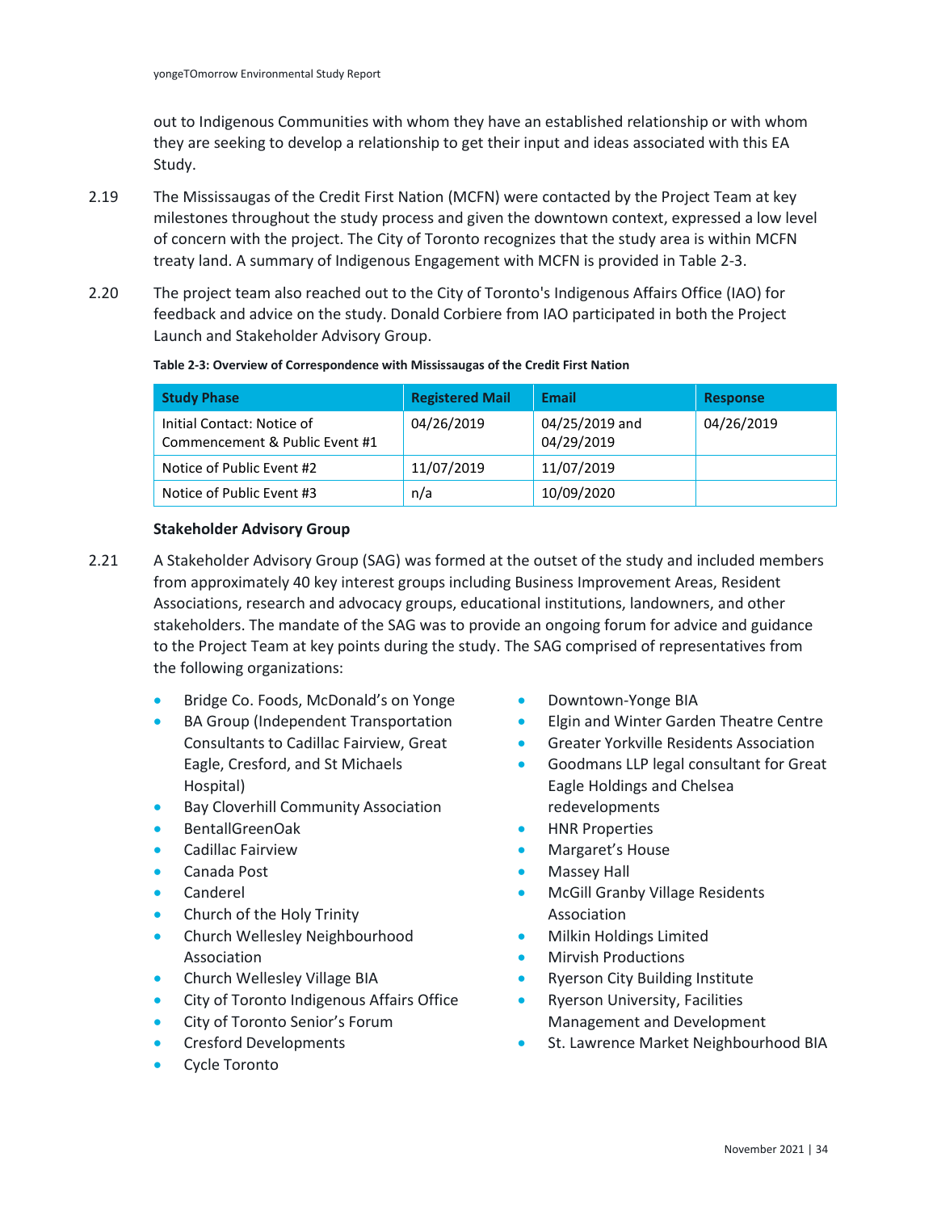out to Indigenous Communities with whom they have an established relationship or with whom they are seeking to develop a relationship to get their input and ideas associated with this EA Study.

2.19 The Mississaugas of the Credit First Nation (MCFN) were contacted by the Project Team at key milestones throughout the study process and given the downtown context, expressed a low level of concern with the project. The City of Toronto recognizes that the study area is within MCFN treaty land. A summary of Indigenous Engagement with MCFN is provided in Table 2-3.

2.20 The project team also reached out to the City of Toronto's Indigenous Affairs Office (IAO) for feedback and advice on the study. Donald Corbiere from IAO participated in both the Project Launch and Stakeholder Advisory Group.

**Table 2-3: Overview of Correspondence with Mississaugas of the Credit First Nation**

| Study Phase | Registered Mail | Email | Response |
|---|---|---|---|
| Initial Contact: Notice of Commencement & Public Event #1 | 04/26/2019 | 04/25/2019 and 04/29/2019 | 04/26/2019 |
| Notice of Public Event #2 | 11/07/2019 | 11/07/2019 | |
| Notice of Public Event #3 | n/a | 10/09/2020 | |

### Stakeholder Advisory Group

2.21 A Stakeholder Advisory Group (SAG) was formed at the outset of the study and included members from approximately 40 key interest groups including Business Improvement Areas, Resident Associations, research and advocacy groups, educational institutions, landowners, and other stakeholders. The mandate of the SAG was to provide an ongoing forum for advice and guidance to the Project Team at key points during the study. The SAG comprised of representatives from the following organizations:

- Bridge Co. Foods, McDonald's on Yonge
- BA Group (Independent Transportation Consultants to Cadillac Fairview, Great Eagle, Cresford, and St Michaels Hospital)
- Bay Cloverhill Community Association
- BentallGreenOak
- Cadillac Fairview
- Canada Post
- Canderel
- Church of the Holy Trinity
- Church Wellesley Neighbourhood Association
- Church Wellesley Village BIA
- City of Toronto Indigenous Affairs Office
- City of Toronto Senior's Forum
- Cresford Developments
- Cycle Toronto
- Downtown-Yonge BIA
- Elgin and Winter Garden Theatre Centre
- Greater Yorkville Residents Association
- Goodmans LLP legal consultant for Great Eagle Holdings and Chelsea redevelopments
- HNR Properties
- Margaret's House
- Massey Hall
- McGill Granby Village Residents Association
- Milkin Holdings Limited
- Mirvish Productions
- Ryerson City Building Institute
- Ryerson University, Facilities Management and Development
- St. Lawrence Market Neighbourhood BIA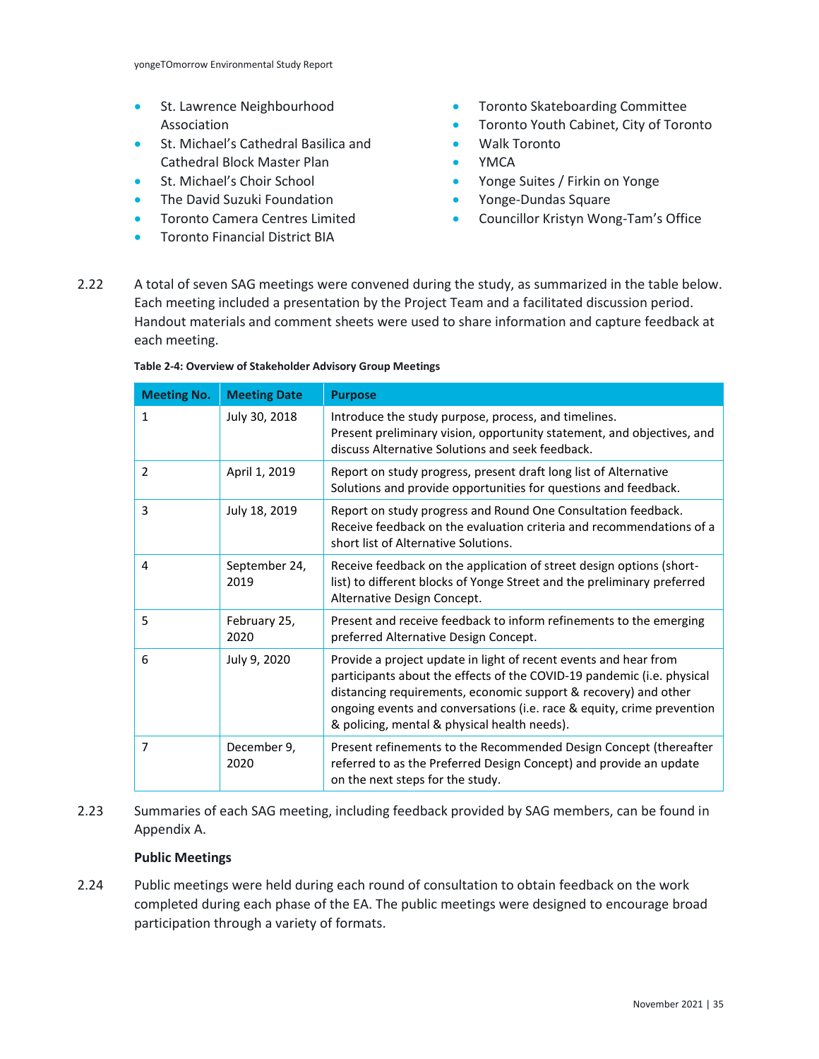- St. Lawrence Neighbourhood Association
- St. Michael's Cathedral Basilica and Cathedral Block Master Plan
- St. Michael's Choir School
- The David Suzuki Foundation
- Toronto Camera Centres Limited
- Toronto Financial District BIA
- Toronto Skateboarding Committee
- Toronto Youth Cabinet, City of Toronto
- Walk Toronto
- YMCA
- Yonge Suites / Firkin on Yonge
- Yonge-Dundas Square
- Councillor Kristyn Wong-Tam's Office

2.22 A total of seven SAG meetings were convened during the study, as summarized in the table below. Each meeting included a presentation by the Project Team and a facilitated discussion period. Handout materials and comment sheets were used to share information and capture feedback at each meeting.

**Table 2-4: Overview of Stakeholder Advisory Group Meetings**

| Meeting No. | Meeting Date | Purpose |
|---|---|---|
| 1 | July 30, 2018 | Introduce the study purpose, process, and timelines. Present preliminary vision, opportunity statement, and objectives, and discuss Alternative Solutions and seek feedback. |
| 2 | April 1, 2019 | Report on study progress, present draft long list of Alternative Solutions and provide opportunities for questions and feedback. |
| 3 | July 18, 2019 | Report on study progress and Round One Consultation feedback. Receive feedback on the evaluation criteria and recommendations of a short list of Alternative Solutions. |
| 4 | September 24, 2019 | Receive feedback on the application of street design options (short-list) to different blocks of Yonge Street and the preliminary preferred Alternative Design Concept. |
| 5 | February 25, 2020 | Present and receive feedback to inform refinements to the emerging preferred Alternative Design Concept. |
| 6 | July 9, 2020 | Provide a project update in light of recent events and hear from participants about the effects of the COVID-19 pandemic (i.e. physical distancing requirements, economic support & recovery) and other ongoing events and conversations (i.e. race & equity, crime prevention & policing, mental & physical health needs). |
| 7 | December 9, 2020 | Present refinements to the Recommended Design Concept (thereafter referred to as the Preferred Design Concept) and provide an update on the next steps for the study. |

2.23 Summaries of each SAG meeting, including feedback provided by SAG members, can be found in Appendix A.

**Public Meetings**

2.24 Public meetings were held during each round of consultation to obtain feedback on the work completed during each phase of the EA. The public meetings were designed to encourage broad participation through a variety of formats.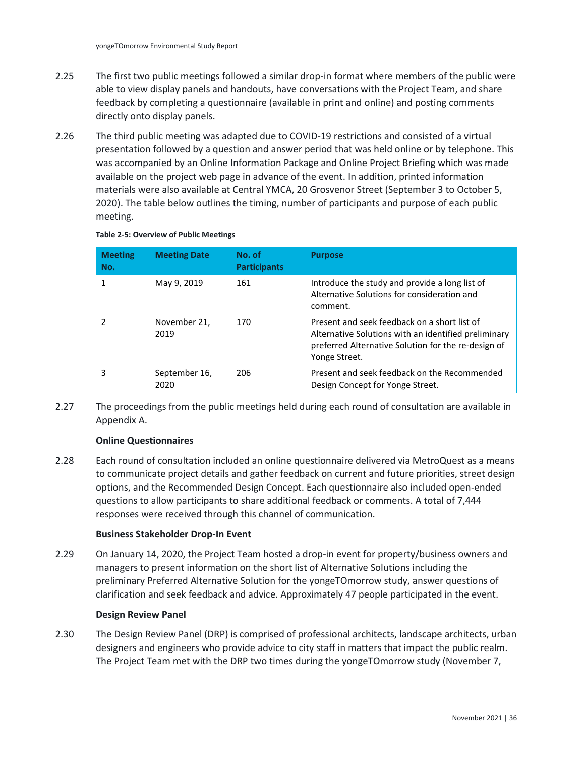2.25 The first two public meetings followed a similar drop-in format where members of the public were able to view display panels and handouts, have conversations with the Project Team, and share feedback by completing a questionnaire (available in print and online) and posting comments directly onto display panels.

2.26 The third public meeting was adapted due to COVID-19 restrictions and consisted of a virtual presentation followed by a question and answer period that was held online or by telephone. This was accompanied by an Online Information Package and Online Project Briefing which was made available on the project web page in advance of the event. In addition, printed information materials were also available at Central YMCA, 20 Grosvenor Street (September 3 to October 5, 2020). The table below outlines the timing, number of participants and purpose of each public meeting.

**Table 2-5: Overview of Public Meetings**

| Meeting No. | Meeting Date | No. of Participants | Purpose |
|---|---|---|---|
| 1 | May 9, 2019 | 161 | Introduce the study and provide a long list of Alternative Solutions for consideration and comment. |
| 2 | November 21, 2019 | 170 | Present and seek feedback on a short list of Alternative Solutions with an identified preliminary preferred Alternative Solution for the re-design of Yonge Street. |
| 3 | September 16, 2020 | 206 | Present and seek feedback on the Recommended Design Concept for Yonge Street. |

2.27 The proceedings from the public meetings held during each round of consultation are available in Appendix A.

**Online Questionnaires**

2.28 Each round of consultation included an online questionnaire delivered via MetroQuest as a means to communicate project details and gather feedback on current and future priorities, street design options, and the Recommended Design Concept. Each questionnaire also included open-ended questions to allow participants to share additional feedback or comments. A total of 7,444 responses were received through this channel of communication.

**Business Stakeholder Drop-In Event**

2.29 On January 14, 2020, the Project Team hosted a drop-in event for property/business owners and managers to present information on the short list of Alternative Solutions including the preliminary Preferred Alternative Solution for the yongeTOmorrow study, answer questions of clarification and seek feedback and advice. Approximately 47 people participated in the event.

**Design Review Panel**

2.30 The Design Review Panel (DRP) is comprised of professional architects, landscape architects, urban designers and engineers who provide advice to city staff in matters that impact the public realm. The Project Team met with the DRP two times during the yongeTOmorrow study (November 7,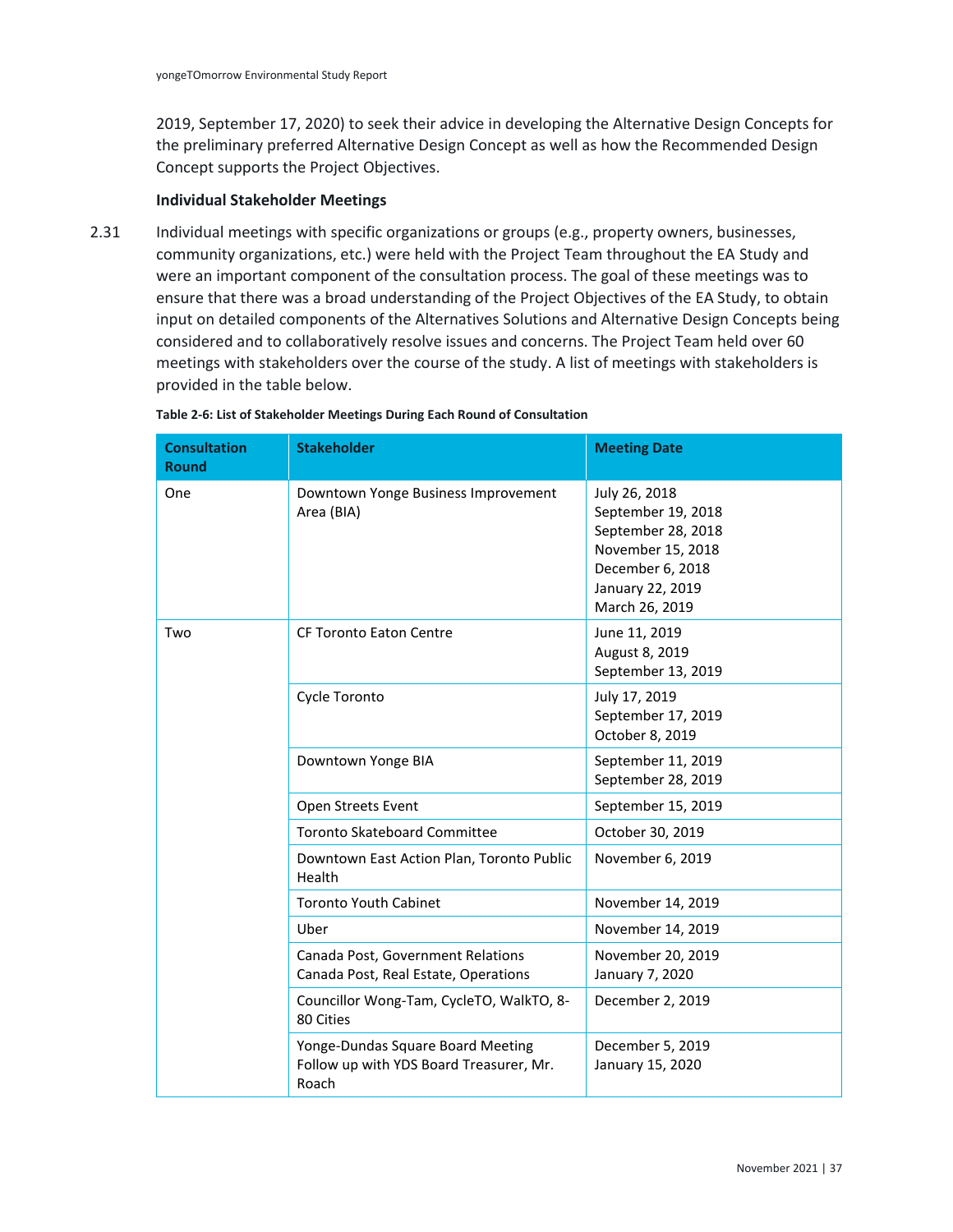2019, September 17, 2020) to seek their advice in developing the Alternative Design Concepts for the preliminary preferred Alternative Design Concept as well as how the Recommended Design Concept supports the Project Objectives.

### Individual Stakeholder Meetings

2.31 Individual meetings with specific organizations or groups (e.g., property owners, businesses, community organizations, etc.) were held with the Project Team throughout the EA Study and were an important component of the consultation process. The goal of these meetings was to ensure that there was a broad understanding of the Project Objectives of the EA Study, to obtain input on detailed components of the Alternatives Solutions and Alternative Design Concepts being considered and to collaboratively resolve issues and concerns. The Project Team held over 60 meetings with stakeholders over the course of the study. A list of meetings with stakeholders is provided in the table below.

**Table 2-6: List of Stakeholder Meetings During Each Round of Consultation**

| Consultation Round | Stakeholder | Meeting Date |
|---|---|---|
| One | Downtown Yonge Business Improvement Area (BIA) | July 26, 2018<br>September 19, 2018<br>September 28, 2018<br>November 15, 2018<br>December 6, 2018<br>January 22, 2019<br>March 26, 2019 |
| Two | CF Toronto Eaton Centre | June 11, 2019<br>August 8, 2019<br>September 13, 2019 |
| | Cycle Toronto | July 17, 2019<br>September 17, 2019<br>October 8, 2019 |
| | Downtown Yonge BIA | September 11, 2019<br>September 28, 2019 |
| | Open Streets Event | September 15, 2019 |
| | Toronto Skateboard Committee | October 30, 2019 |
| | Downtown East Action Plan, Toronto Public Health | November 6, 2019 |
| | Toronto Youth Cabinet | November 14, 2019 |
| | Uber | November 14, 2019 |
| | Canada Post, Government Relations<br>Canada Post, Real Estate, Operations | November 20, 2019<br>January 7, 2020 |
| | Councillor Wong-Tam, CycleTO, WalkTO, 8-80 Cities | December 2, 2019 |
| | Yonge-Dundas Square Board Meeting<br>Follow up with YDS Board Treasurer, Mr. Roach | December 5, 2019<br>January 15, 2020 |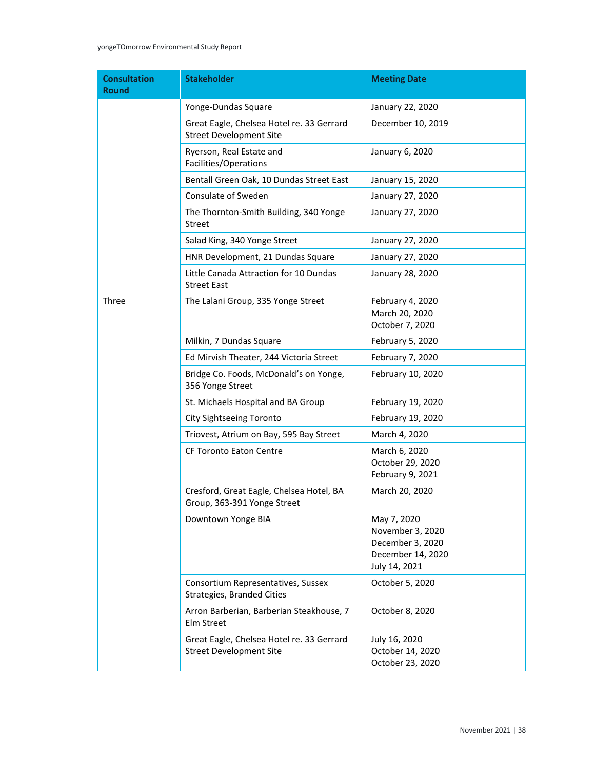| Consultation Round | Stakeholder | Meeting Date |
|---|---|---|
| | Yonge-Dundas Square | January 22, 2020 |
| | Great Eagle, Chelsea Hotel re. 33 Gerrard Street Development Site | December 10, 2019 |
| | Ryerson, Real Estate and Facilities/Operations | January 6, 2020 |
| | Bentall Green Oak, 10 Dundas Street East | January 15, 2020 |
| | Consulate of Sweden | January 27, 2020 |
| | The Thornton-Smith Building, 340 Yonge Street | January 27, 2020 |
| | Salad King, 340 Yonge Street | January 27, 2020 |
| | HNR Development, 21 Dundas Square | January 27, 2020 |
| | Little Canada Attraction for 10 Dundas Street East | January 28, 2020 |
| Three | The Lalani Group, 335 Yonge Street | February 4, 2020<br>March 20, 2020<br>October 7, 2020 |
| | Milkin, 7 Dundas Square | February 5, 2020 |
| | Ed Mirvish Theater, 244 Victoria Street | February 7, 2020 |
| | Bridge Co. Foods, McDonald's on Yonge, 356 Yonge Street | February 10, 2020 |
| | St. Michaels Hospital and BA Group | February 19, 2020 |
| | City Sightseeing Toronto | February 19, 2020 |
| | Triovest, Atrium on Bay, 595 Bay Street | March 4, 2020 |
| | CF Toronto Eaton Centre | March 6, 2020<br>October 29, 2020<br>February 9, 2021 |
| | Cresford, Great Eagle, Chelsea Hotel, BA Group, 363-391 Yonge Street | March 20, 2020 |
| | Downtown Yonge BIA | May 7, 2020<br>November 3, 2020<br>December 3, 2020<br>December 14, 2020<br>July 14, 2021 |
| | Consortium Representatives, Sussex Strategies, Branded Cities | October 5, 2020 |
| | Arron Barberian, Barberian Steakhouse, 7 Elm Street | October 8, 2020 |
| | Great Eagle, Chelsea Hotel re. 33 Gerrard Street Development Site | July 16, 2020<br>October 14, 2020<br>October 23, 2020 |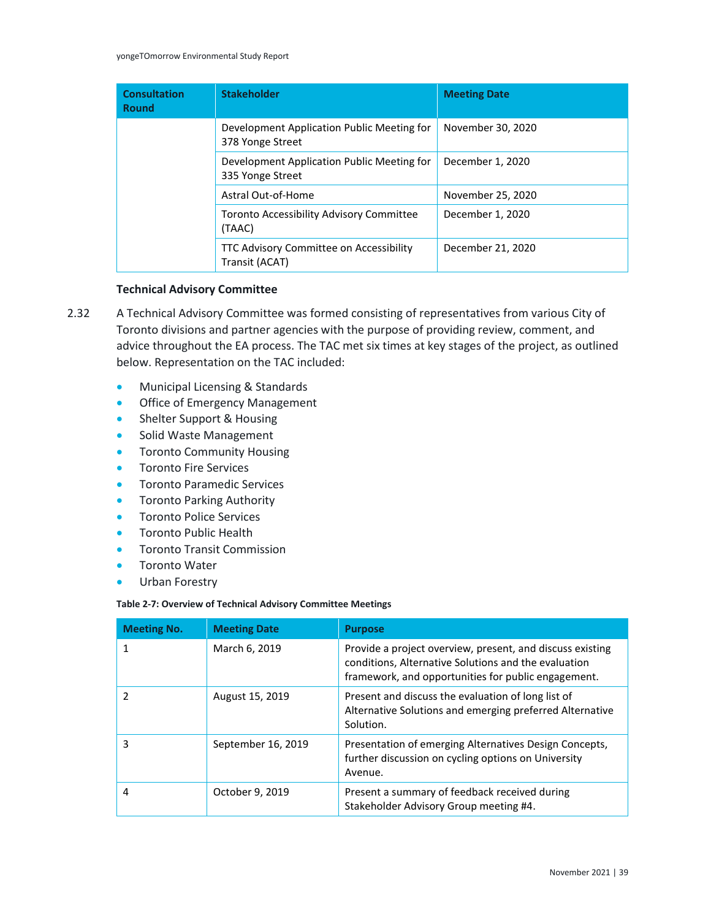| Consultation Round | Stakeholder | Meeting Date |
|---|---|---|
| | Development Application Public Meeting for 378 Yonge Street | November 30, 2020 |
| | Development Application Public Meeting for 335 Yonge Street | December 1, 2020 |
| | Astral Out-of-Home | November 25, 2020 |
| | Toronto Accessibility Advisory Committee (TAAC) | December 1, 2020 |
| | TTC Advisory Committee on Accessibility Transit (ACAT) | December 21, 2020 |

### Technical Advisory Committee

2.32 A Technical Advisory Committee was formed consisting of representatives from various City of Toronto divisions and partner agencies with the purpose of providing review, comment, and advice throughout the EA process. The TAC met six times at key stages of the project, as outlined below. Representation on the TAC included:

- Municipal Licensing & Standards
- Office of Emergency Management
- Shelter Support & Housing
- Solid Waste Management
- Toronto Community Housing
- Toronto Fire Services
- Toronto Paramedic Services
- Toronto Parking Authority
- Toronto Police Services
- Toronto Public Health
- Toronto Transit Commission
- Toronto Water
- Urban Forestry

**Table 2-7: Overview of Technical Advisory Committee Meetings**

| Meeting No. | Meeting Date | Purpose |
|---|---|---|
| 1 | March 6, 2019 | Provide a project overview, present, and discuss existing conditions, Alternative Solutions and the evaluation framework, and opportunities for public engagement. |
| 2 | August 15, 2019 | Present and discuss the evaluation of long list of Alternative Solutions and emerging preferred Alternative Solution. |
| 3 | September 16, 2019 | Presentation of emerging Alternatives Design Concepts, further discussion on cycling options on University Avenue. |
| 4 | October 9, 2019 | Present a summary of feedback received during Stakeholder Advisory Group meeting #4. |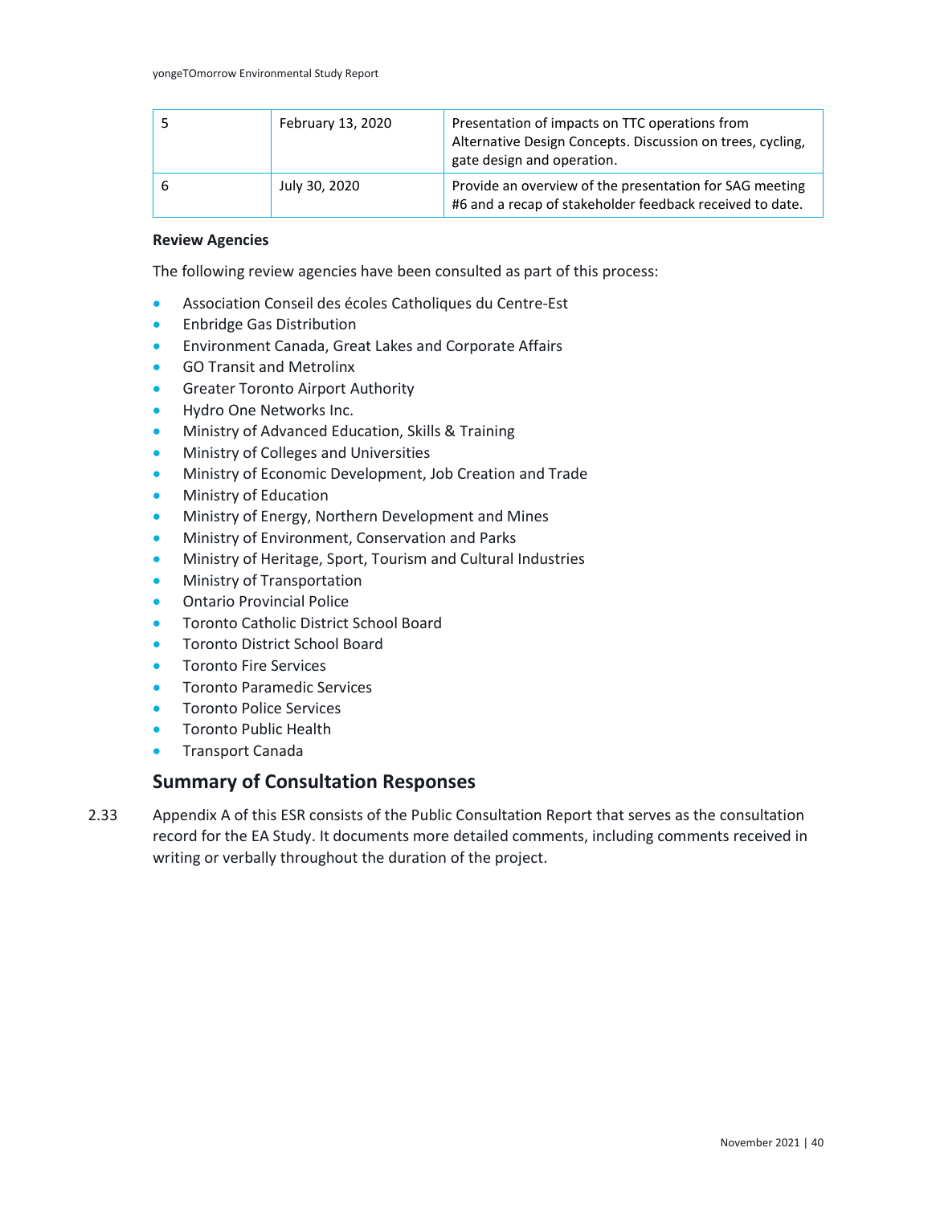| | | |
|---|---|---|
| 5 | February 13, 2020 | Presentation of impacts on TTC operations from Alternative Design Concepts. Discussion on trees, cycling, gate design and operation. |
| 6 | July 30, 2020 | Provide an overview of the presentation for SAG meeting #6 and a recap of stakeholder feedback received to date. |

**Review Agencies**

The following review agencies have been consulted as part of this process:

- Association Conseil des écoles Catholiques du Centre-Est
- Enbridge Gas Distribution
- Environment Canada, Great Lakes and Corporate Affairs
- GO Transit and Metrolinx
- Greater Toronto Airport Authority
- Hydro One Networks Inc.
- Ministry of Advanced Education, Skills & Training
- Ministry of Colleges and Universities
- Ministry of Economic Development, Job Creation and Trade
- Ministry of Education
- Ministry of Energy, Northern Development and Mines
- Ministry of Environment, Conservation and Parks
- Ministry of Heritage, Sport, Tourism and Cultural Industries
- Ministry of Transportation
- Ontario Provincial Police
- Toronto Catholic District School Board
- Toronto District School Board
- Toronto Fire Services
- Toronto Paramedic Services
- Toronto Police Services
- Toronto Public Health
- Transport Canada

## Summary of Consultation Responses

2.33 Appendix A of this ESR consists of the Public Consultation Report that serves as the consultation record for the EA Study. It documents more detailed comments, including comments received in writing or verbally throughout the duration of the project.